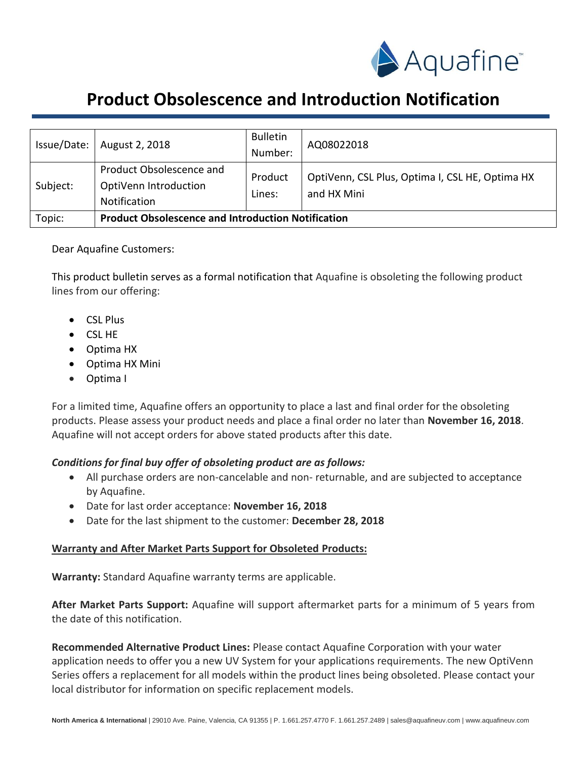# Product Obsolescence and Introduction Notification

| Issue/Date: | August 2, 2018 | Bulletin Number: | AQ08022018 |
|---|---|---|---|
| Subject: | Product Obsolescence and OptiVenn Introduction Notification | Product Lines: | OptiVenn, CSL Plus, Optima I, CSL HE, Optima HX and HX Mini |
| Topic: | **Product Obsolescence and Introduction Notification** | | |

Dear Aquafine Customers:

This product bulletin serves as a formal notification that Aquafine is obsoleting the following product lines from our offering:

- CSL Plus
- CSL HE
- Optima HX
- Optima HX Mini
- Optima I

For a limited time, Aquafine offers an opportunity to place a last and final order for the obsoleting products. Please assess your product needs and place a final order no later than **November 16, 2018**. Aquafine will not accept orders for above stated products after this date.

***Conditions for final buy offer of obsoleting product are as follows:***

- All purchase orders are non-cancelable and non- returnable, and are subjected to acceptance by Aquafine.
- Date for last order acceptance: **November 16, 2018**
- Date for the last shipment to the customer: **December 28, 2018**

**Warranty and After Market Parts Support for Obsoleted Products:**

**Warranty:** Standard Aquafine warranty terms are applicable.

**After Market Parts Support:** Aquafine will support aftermarket parts for a minimum of 5 years from the date of this notification.

**Recommended Alternative Product Lines:** Please contact Aquafine Corporation with your water application needs to offer you a new UV System for your applications requirements. The new OptiVenn Series offers a replacement for all models within the product lines being obsoleted. Please contact your local distributor for information on specific replacement models.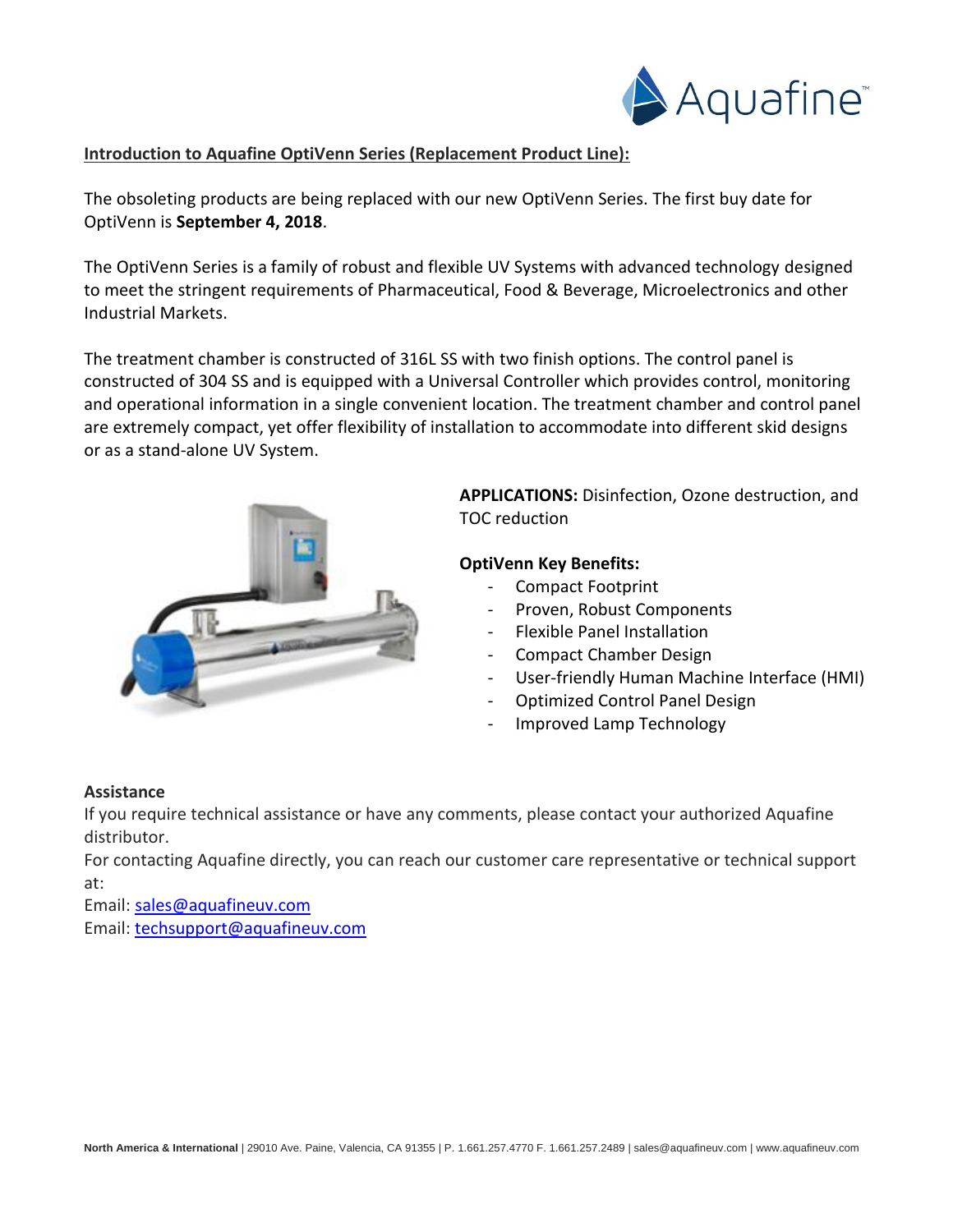## Introduction to Aquafine OptiVenn Series (Replacement Product Line):

The obsoleting products are being replaced with our new OptiVenn Series. The first buy date for OptiVenn is **September 4, 2018**.

The OptiVenn Series is a family of robust and flexible UV Systems with advanced technology designed to meet the stringent requirements of Pharmaceutical, Food & Beverage, Microelectronics and other Industrial Markets.

The treatment chamber is constructed of 316L SS with two finish options. The control panel is constructed of 304 SS and is equipped with a Universal Controller which provides control, monitoring and operational information in a single convenient location. The treatment chamber and control panel are extremely compact, yet offer flexibility of installation to accommodate into different skid designs or as a stand-alone UV System.

**APPLICATIONS:** Disinfection, Ozone destruction, and TOC reduction

**OptiVenn Key Benefits:**

- Compact Footprint
- Proven, Robust Components
- Flexible Panel Installation
- Compact Chamber Design
- User-friendly Human Machine Interface (HMI)
- Optimized Control Panel Design
- Improved Lamp Technology

**Assistance**

If you require technical assistance or have any comments, please contact your authorized Aquafine distributor.

For contacting Aquafine directly, you can reach our customer care representative or technical support at:

Email: sales@aquafineuv.com

Email: techsupport@aquafineuv.com

**North America & International** | 29010 Ave. Paine, Valencia, CA 91355 | P. 1.661.257.4770 F. 1.661.257.2489 | sales@aquafineuv.com | www.aquafineuv.com